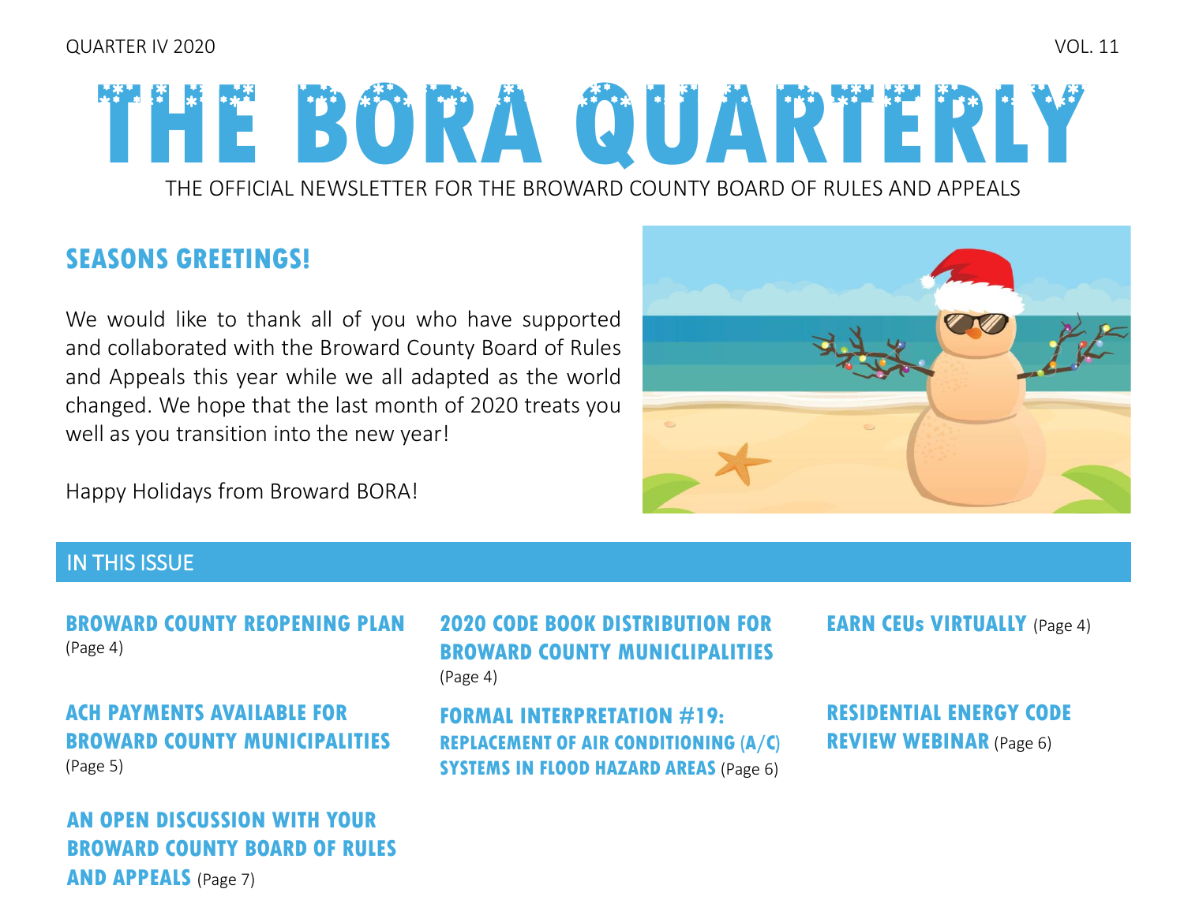QUARTER IV 2020 VOL. 11

# THE BORA QUARTERLY

THE OFFICIAL NEWSLETTER FOR THE BROWARD COUNTY BOARD OF RULES AND APPEALS

## SEASONS GREETINGS!

We would like to thank all of you who have supported and collaborated with the Broward County Board of Rules and Appeals this year while we all adapted as the world changed. We hope that the last month of 2020 treats you well as you transition into the new year!

Happy Holidays from Broward BORA!

## IN THIS ISSUE

**BROWARD COUNTY REOPENING PLAN** (Page 4)

**ACH PAYMENTS AVAILABLE FOR BROWARD COUNTY MUNICIPALITIES** (Page 5)

**AN OPEN DISCUSSION WITH YOUR BROWARD COUNTY BOARD OF RULES AND APPEALS** (Page 7)

**2020 CODE BOOK DISTRIBUTION FOR BROWARD COUNTY MUNICLIPALITIES** (Page 4)

**FORMAL INTERPRETATION #19: REPLACEMENT OF AIR CONDITIONING (A/C) SYSTEMS IN FLOOD HAZARD AREAS** (Page 6)

**EARN CEUs VIRTUALLY** (Page 4)

**RESIDENTIAL ENERGY CODE REVIEW WEBINAR** (Page 6)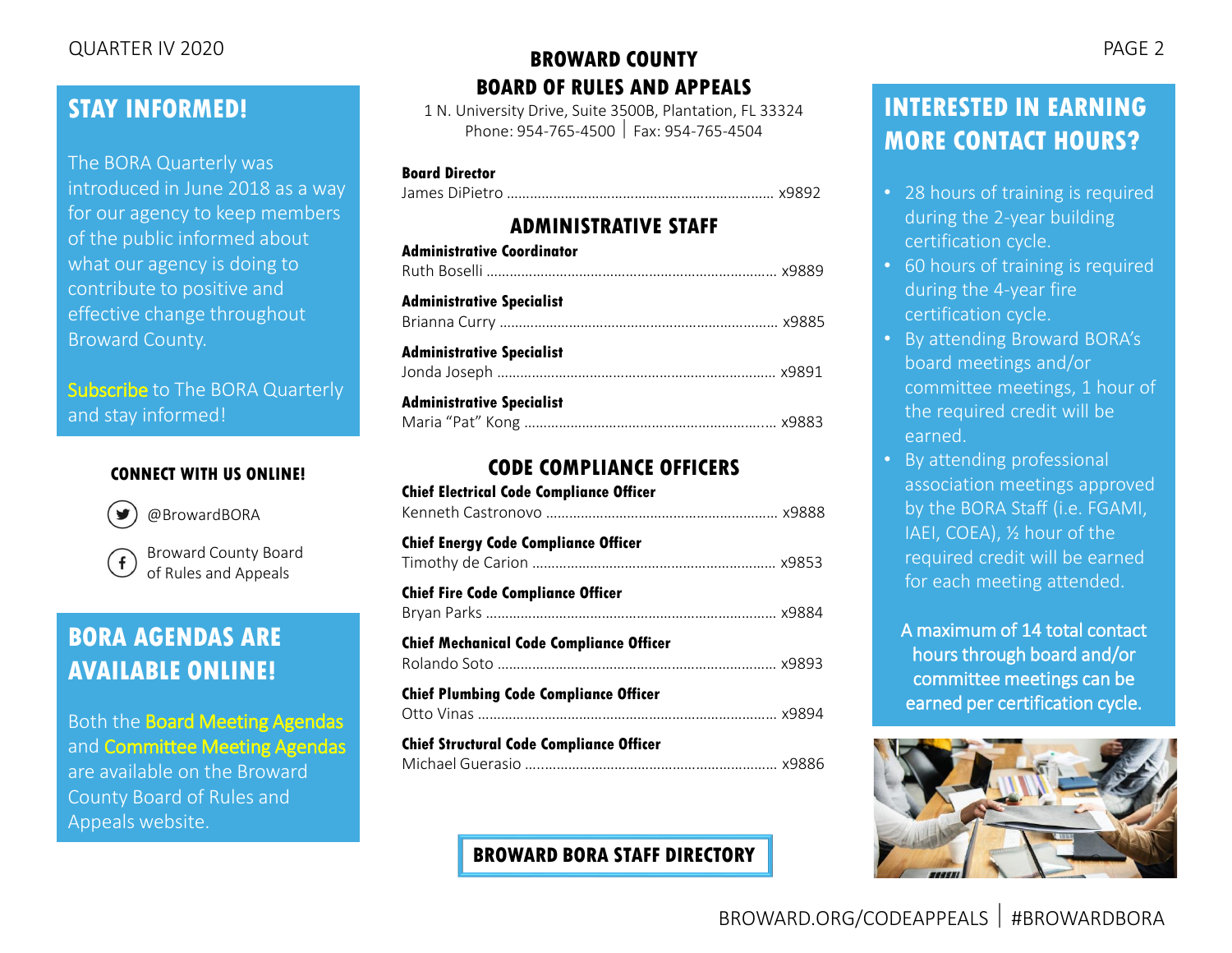## STAY INFORMED!

The BORA Quarterly was introduced in June 2018 as a way for our agency to keep members of the public informed about what our agency is doing to contribute to positive and effective change throughout Broward County.

Subscribe to The BORA Quarterly and stay informed!

**CONNECT WITH US ONLINE!**

@BrowardBORA

Broward County Board of Rules and Appeals

## BORA AGENDAS ARE AVAILABLE ONLINE!

Both the Board Meeting Agendas and Committee Meeting Agendas are available on the Broward County Board of Rules and Appeals website.

# BROWARD COUNTY BOARD OF RULES AND APPEALS

1 N. University Drive, Suite 3500B, Plantation, FL 33324
Phone: 954-765-4500 | Fax: 954-765-4504

**Board Director**
James DiPietro .................... x9892

## ADMINISTRATIVE STAFF

**Administrative Coordinator**
Ruth Boselli .................... x9889

**Administrative Specialist**
Brianna Curry .................... x9885

**Administrative Specialist**
Jonda Joseph .................... x9891

**Administrative Specialist**
Maria "Pat" Kong .................... x9883

## CODE COMPLIANCE OFFICERS

**Chief Electrical Code Compliance Officer**
Kenneth Castronovo .................... x9888

**Chief Energy Code Compliance Officer**
Timothy de Carion .................... x9853

**Chief Fire Code Compliance Officer**
Bryan Parks .................... x9884

**Chief Mechanical Code Compliance Officer**
Rolando Soto .................... x9893

**Chief Plumbing Code Compliance Officer**
Otto Vinas .................... x9894

**Chief Structural Code Compliance Officer**
Michael Guerasio .................... x9886

**BROWARD BORA STAFF DIRECTORY**

## INTERESTED IN EARNING MORE CONTACT HOURS?

- 28 hours of training is required during the 2-year building certification cycle.
- 60 hours of training is required during the 4-year fire certification cycle.
- By attending Broward BORA's board meetings and/or committee meetings, 1 hour of the required credit will be earned.
- By attending professional association meetings approved by the BORA Staff (i.e. FGAMI, IAEI, COEA), ½ hour of the required credit will be earned for each meeting attended.

A maximum of 14 total contact hours through board and/or committee meetings can be earned per certification cycle.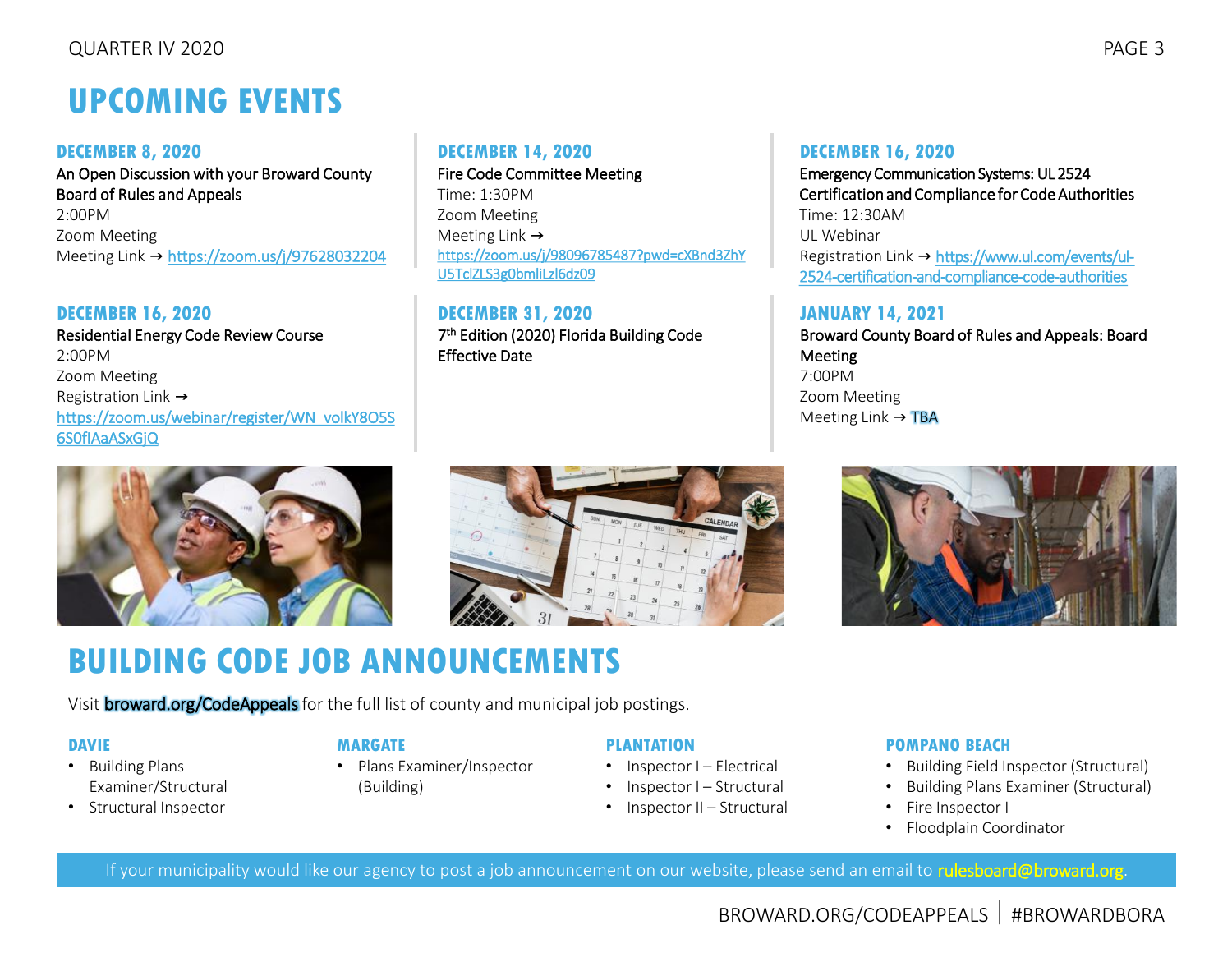# UPCOMING EVENTS

### DECEMBER 8, 2020

An Open Discussion with your Broward County Board of Rules and Appeals
2:00PM
Zoom Meeting
Meeting Link → https://zoom.us/j/97628032204

### DECEMBER 16, 2020

Residential Energy Code Review Course
2:00PM
Zoom Meeting
Registration Link → https://zoom.us/webinar/register/WN_volkY8O5S6S0fIAaASxGjQ

### DECEMBER 14, 2020

Fire Code Committee Meeting
Time: 1:30PM
Zoom Meeting
Meeting Link → https://zoom.us/j/98096785487?pwd=cXBnd3ZhYU5TclZLS3g0bmliLzl6dz09

### DECEMBER 31, 2020

7th Edition (2020) Florida Building Code Effective Date

### DECEMBER 16, 2020

Emergency Communication Systems: UL 2524 Certification and Compliance for Code Authorities
Time: 12:30AM
UL Webinar
Registration Link → https://www.ul.com/events/ul-2524-certification-and-compliance-code-authorities

### JANUARY 14, 2021

Broward County Board of Rules and Appeals: Board Meeting
7:00PM
Zoom Meeting
Meeting Link → TBA

# BUILDING CODE JOB ANNOUNCEMENTS

Visit broward.org/CodeAppeals for the full list of county and municipal job postings.

### DAVIE

- Building Plans Examiner/Structural
- Structural Inspector

### MARGATE

- Plans Examiner/Inspector (Building)

### PLANTATION

- Inspector I – Electrical
- Inspector I – Structural
- Inspector II – Structural

### POMPANO BEACH

- Building Field Inspector (Structural)
- Building Plans Examiner (Structural)
- Fire Inspector I
- Floodplain Coordinator

If your municipality would like our agency to post a job announcement on our website, please send an email to rulesboard@broward.org.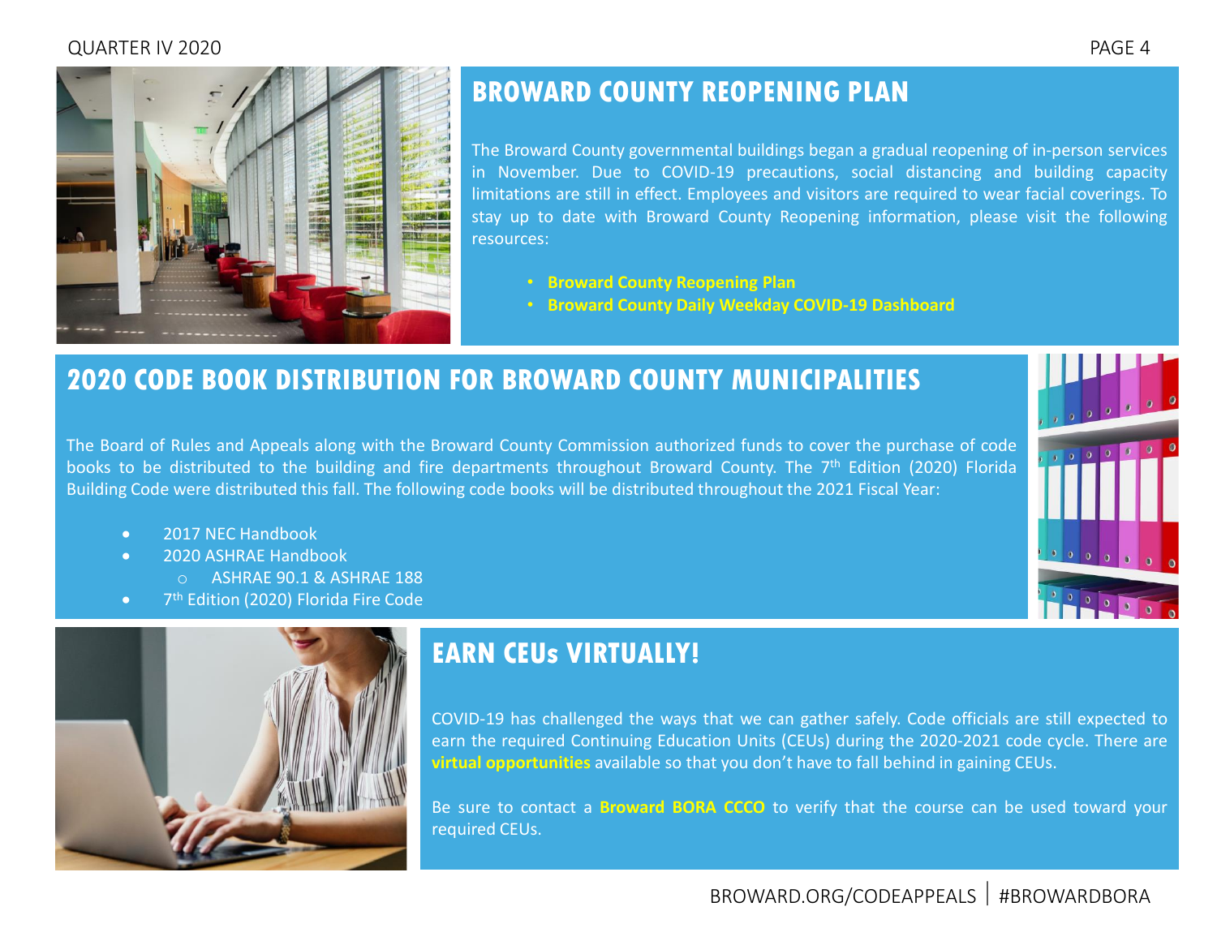## BROWARD COUNTY REOPENING PLAN

The Broward County governmental buildings began a gradual reopening of in-person services in November. Due to COVID-19 precautions, social distancing and building capacity limitations are still in effect. Employees and visitors are required to wear facial coverings. To stay up to date with Broward County Reopening information, please visit the following resources:

- **Broward County Reopening Plan**
- **Broward County Daily Weekday COVID-19 Dashboard**

## 2020 CODE BOOK DISTRIBUTION FOR BROWARD COUNTY MUNICIPALITIES

The Board of Rules and Appeals along with the Broward County Commission authorized funds to cover the purchase of code books to be distributed to the building and fire departments throughout Broward County. The 7th Edition (2020) Florida Building Code were distributed this fall. The following code books will be distributed throughout the 2021 Fiscal Year:

- 2017 NEC Handbook
- 2020 ASHRAE Handbook
  - ASHRAE 90.1 & ASHRAE 188
- 7th Edition (2020) Florida Fire Code

## EARN CEUs VIRTUALLY!

COVID-19 has challenged the ways that we can gather safely. Code officials are still expected to earn the required Continuing Education Units (CEUs) during the 2020-2021 code cycle. There are **virtual opportunities** available so that you don't have to fall behind in gaining CEUs.

Be sure to contact a **Broward BORA CCCO** to verify that the course can be used toward your required CEUs.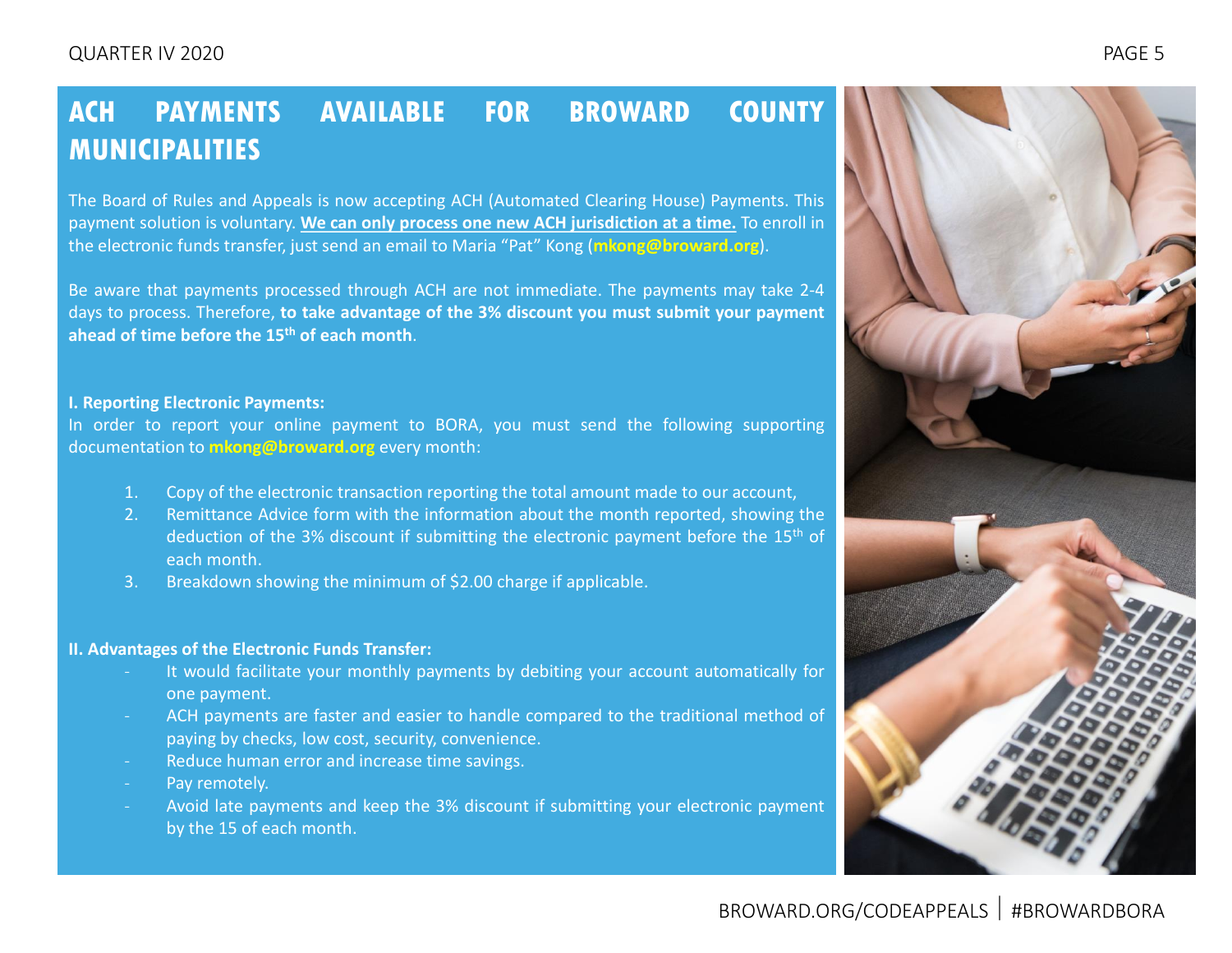# ACH PAYMENTS AVAILABLE FOR BROWARD COUNTY MUNICIPALITIES

The Board of Rules and Appeals is now accepting ACH (Automated Clearing House) Payments. This payment solution is voluntary. **We can only process one new ACH jurisdiction at a time.** To enroll in the electronic funds transfer, just send an email to Maria "Pat" Kong (**mkong@broward.org**).

Be aware that payments processed through ACH are not immediate. The payments may take 2-4 days to process. Therefore, **to take advantage of the 3% discount you must submit your payment ahead of time before the 15th of each month**.

**I. Reporting Electronic Payments:**

In order to report your online payment to BORA, you must send the following supporting documentation to **mkong@broward.org** every month:

1. Copy of the electronic transaction reporting the total amount made to our account,
2. Remittance Advice form with the information about the month reported, showing the deduction of the 3% discount if submitting the electronic payment before the 15th of each month.
3. Breakdown showing the minimum of $2.00 charge if applicable.

**II. Advantages of the Electronic Funds Transfer:**

- It would facilitate your monthly payments by debiting your account automatically for one payment.
- ACH payments are faster and easier to handle compared to the traditional method of paying by checks, low cost, security, convenience.
- Reduce human error and increase time savings.
- Pay remotely.
- Avoid late payments and keep the 3% discount if submitting your electronic payment by the 15 of each month.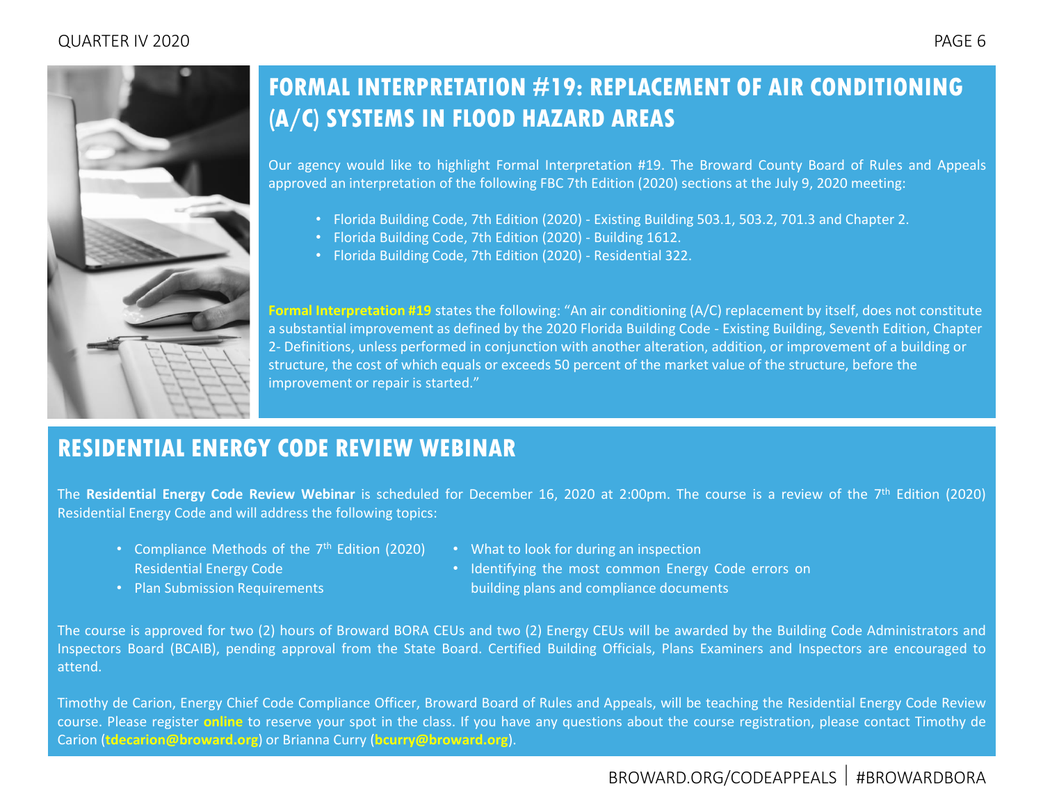## FORMAL INTERPRETATION #19: REPLACEMENT OF AIR CONDITIONING (A/C) SYSTEMS IN FLOOD HAZARD AREAS

Our agency would like to highlight Formal Interpretation #19. The Broward County Board of Rules and Appeals approved an interpretation of the following FBC 7th Edition (2020) sections at the July 9, 2020 meeting:

- Florida Building Code, 7th Edition (2020) - Existing Building 503.1, 503.2, 701.3 and Chapter 2.
- Florida Building Code, 7th Edition (2020) - Building 1612.
- Florida Building Code, 7th Edition (2020) - Residential 322.

**Formal Interpretation #19** states the following: "An air conditioning (A/C) replacement by itself, does not constitute a substantial improvement as defined by the 2020 Florida Building Code - Existing Building, Seventh Edition, Chapter 2- Definitions, unless performed in conjunction with another alteration, addition, or improvement of a building or structure, the cost of which equals or exceeds 50 percent of the market value of the structure, before the improvement or repair is started."

## RESIDENTIAL ENERGY CODE REVIEW WEBINAR

The **Residential Energy Code Review Webinar** is scheduled for December 16, 2020 at 2:00pm. The course is a review of the 7th Edition (2020) Residential Energy Code and will address the following topics:

- Compliance Methods of the 7th Edition (2020) Residential Energy Code
- Plan Submission Requirements
- What to look for during an inspection
- Identifying the most common Energy Code errors on building plans and compliance documents

The course is approved for two (2) hours of Broward BORA CEUs and two (2) Energy CEUs will be awarded by the Building Code Administrators and Inspectors Board (BCAIB), pending approval from the State Board. Certified Building Officials, Plans Examiners and Inspectors are encouraged to attend.

Timothy de Carion, Energy Chief Code Compliance Officer, Broward Board of Rules and Appeals, will be teaching the Residential Energy Code Review course. Please register **online** to reserve your spot in the class. If you have any questions about the course registration, please contact Timothy de Carion (**tdecarion@broward.org**) or Brianna Curry (**bcurry@broward.org**).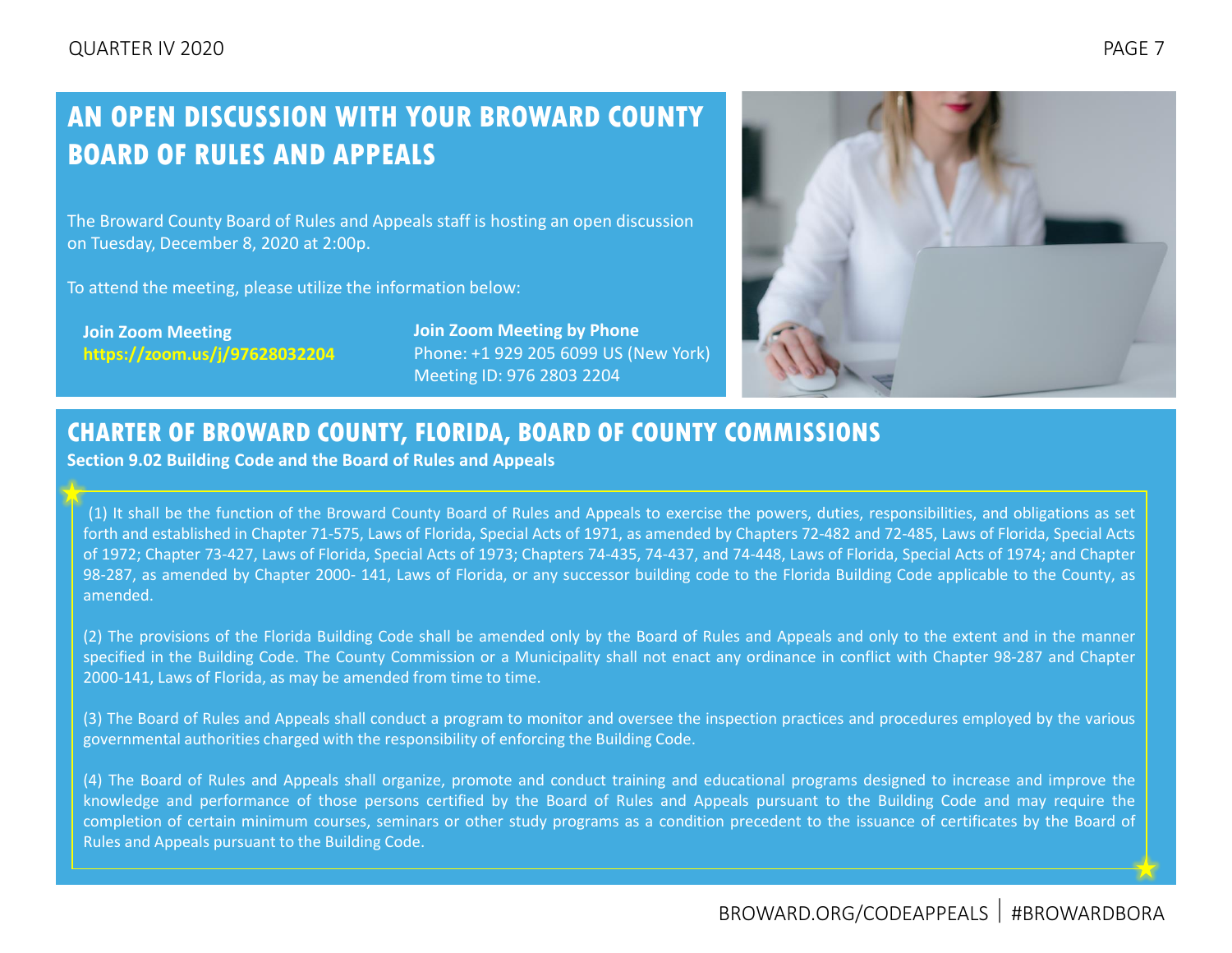## AN OPEN DISCUSSION WITH YOUR BROWARD COUNTY BOARD OF RULES AND APPEALS

The Broward County Board of Rules and Appeals staff is hosting an open discussion on Tuesday, December 8, 2020 at 2:00p.

To attend the meeting, please utilize the information below:

**Join Zoom Meeting**
**https://zoom.us/j/97628032204**

**Join Zoom Meeting by Phone**
Phone: +1 929 205 6099 US (New York)
Meeting ID: 976 2803 2204

## CHARTER OF BROWARD COUNTY, FLORIDA, BOARD OF COUNTY COMMISSIONS

**Section 9.02 Building Code and the Board of Rules and Appeals**

(1) It shall be the function of the Broward County Board of Rules and Appeals to exercise the powers, duties, responsibilities, and obligations as set forth and established in Chapter 71-575, Laws of Florida, Special Acts of 1971, as amended by Chapters 72-482 and 72-485, Laws of Florida, Special Acts of 1972; Chapter 73-427, Laws of Florida, Special Acts of 1973; Chapters 74-435, 74-437, and 74-448, Laws of Florida, Special Acts of 1974; and Chapter 98-287, as amended by Chapter 2000- 141, Laws of Florida, or any successor building code to the Florida Building Code applicable to the County, as amended.

(2) The provisions of the Florida Building Code shall be amended only by the Board of Rules and Appeals and only to the extent and in the manner specified in the Building Code. The County Commission or a Municipality shall not enact any ordinance in conflict with Chapter 98-287 and Chapter 2000-141, Laws of Florida, as may be amended from time to time.

(3) The Board of Rules and Appeals shall conduct a program to monitor and oversee the inspection practices and procedures employed by the various governmental authorities charged with the responsibility of enforcing the Building Code.

(4) The Board of Rules and Appeals shall organize, promote and conduct training and educational programs designed to increase and improve the knowledge and performance of those persons certified by the Board of Rules and Appeals pursuant to the Building Code and may require the completion of certain minimum courses, seminars or other study programs as a condition precedent to the issuance of certificates by the Board of Rules and Appeals pursuant to the Building Code.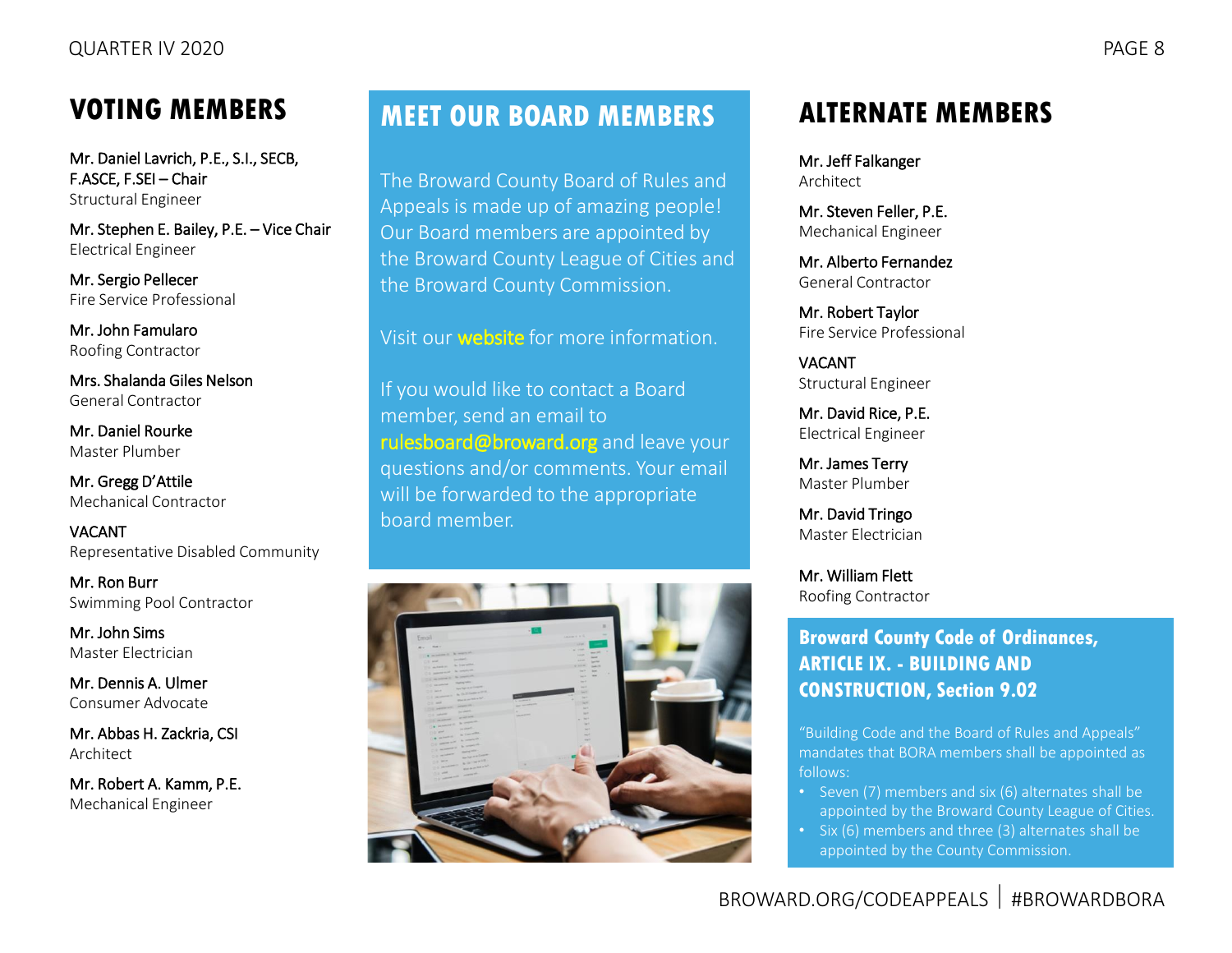## VOTING MEMBERS

**Mr. Daniel Lavrich, P.E., S.I., SECB, F.ASCE, F.SEI – Chair**
Structural Engineer

**Mr. Stephen E. Bailey, P.E. – Vice Chair**
Electrical Engineer

**Mr. Sergio Pellecer**
Fire Service Professional

**Mr. John Famularo**
Roofing Contractor

**Mrs. Shalanda Giles Nelson**
General Contractor

**Mr. Daniel Rourke**
Master Plumber

**Mr. Gregg D'Attile**
Mechanical Contractor

**VACANT**
Representative Disabled Community

**Mr. Ron Burr**
Swimming Pool Contractor

**Mr. John Sims**
Master Electrician

**Mr. Dennis A. Ulmer**
Consumer Advocate

**Mr. Abbas H. Zackria, CSI**
Architect

**Mr. Robert A. Kamm, P.E.**
Mechanical Engineer

## MEET OUR BOARD MEMBERS

The Broward County Board of Rules and Appeals is made up of amazing people! Our Board members are appointed by the Broward County League of Cities and the Broward County Commission.

Visit our website for more information.

If you would like to contact a Board member, send an email to rulesboard@broward.org and leave your questions and/or comments. Your email will be forwarded to the appropriate board member.

## ALTERNATE MEMBERS

**Mr. Jeff Falkanger**
Architect

**Mr. Steven Feller, P.E.**
Mechanical Engineer

**Mr. Alberto Fernandez**
General Contractor

**Mr. Robert Taylor**
Fire Service Professional

**VACANT**
Structural Engineer

**Mr. David Rice, P.E.**
Electrical Engineer

**Mr. James Terry**
Master Plumber

**Mr. David Tringo**
Master Electrician

**Mr. William Flett**
Roofing Contractor

### Broward County Code of Ordinances, ARTICLE IX. - BUILDING AND CONSTRUCTION, Section 9.02

"Building Code and the Board of Rules and Appeals" mandates that BORA members shall be appointed as follows:

- Seven (7) members and six (6) alternates shall be appointed by the Broward County League of Cities.
- Six (6) members and three (3) alternates shall be appointed by the County Commission.

BROWARD.ORG/CODEAPPEALS | #BROWARDBORA